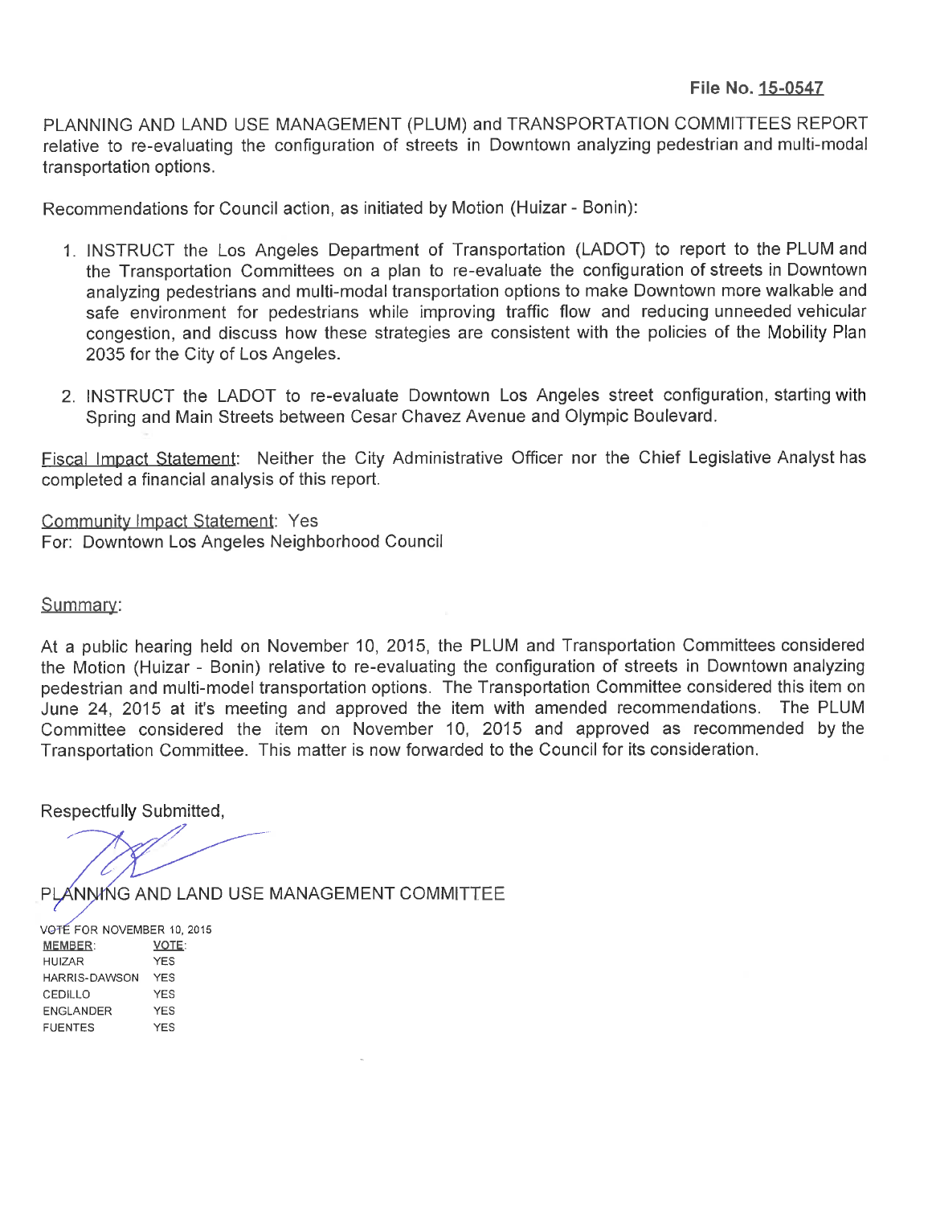File No. 15-0547

PLANNING AND LAND USE MANAGEMENT (PLUM) and TRANSPORTATION COMMITTEES REPORT relative to re-evaluating the configuration of streets in Downtown analyzing pedestrian and multi-modal transportation options.

Recommendations for Council action, as initiated by Motion (Huizar - Bonin):

1. INSTRUCT the Los Angeles Department of Transportation (LADOT) to report to the PLUM and the Transportation Committees on a plan to re-evaluate the configuration of streets in Downtown analyzing pedestrians and multi-modal transportation options to make Downtown more walkable and safe environment for pedestrians while improving traffic flow and reducing unneeded vehicular congestion, and discuss how these strategies are consistent with the policies of the Mobility Plan 2035 for the City of Los Angeles.

2. INSTRUCT the LADOT to re-evaluate Downtown Los Angeles street configuration, starting with Spring and Main Streets between Cesar Chavez Avenue and Olympic Boulevard.

Fiscal Impact Statement: Neither the City Administrative Officer nor the Chief Legislative Analyst has completed a financial analysis of this report.

Community Impact Statement: Yes
For: Downtown Los Angeles Neighborhood Council

Summary:

At a public hearing held on November 10, 2015, the PLUM and Transportation Committees considered the Motion (Huizar - Bonin) relative to re-evaluating the configuration of streets in Downtown analyzing pedestrian and multi-model transportation options. The Transportation Committee considered this item on June 24, 2015 at it's meeting and approved the item with amended recommendations. The PLUM Committee considered the item on November 10, 2015 and approved as recommended by the Transportation Committee. This matter is now forwarded to the Council for its consideration.

Respectfully Submitted,

PLANNING AND LAND USE MANAGEMENT COMMITTEE

VOTE FOR NOVEMBER 10, 2015

| MEMBER: | VOTE: |
|---|---|
| HUIZAR | YES |
| HARRIS-DAWSON | YES |
| CEDILLO | YES |
| ENGLANDER | YES |
| FUENTES | YES |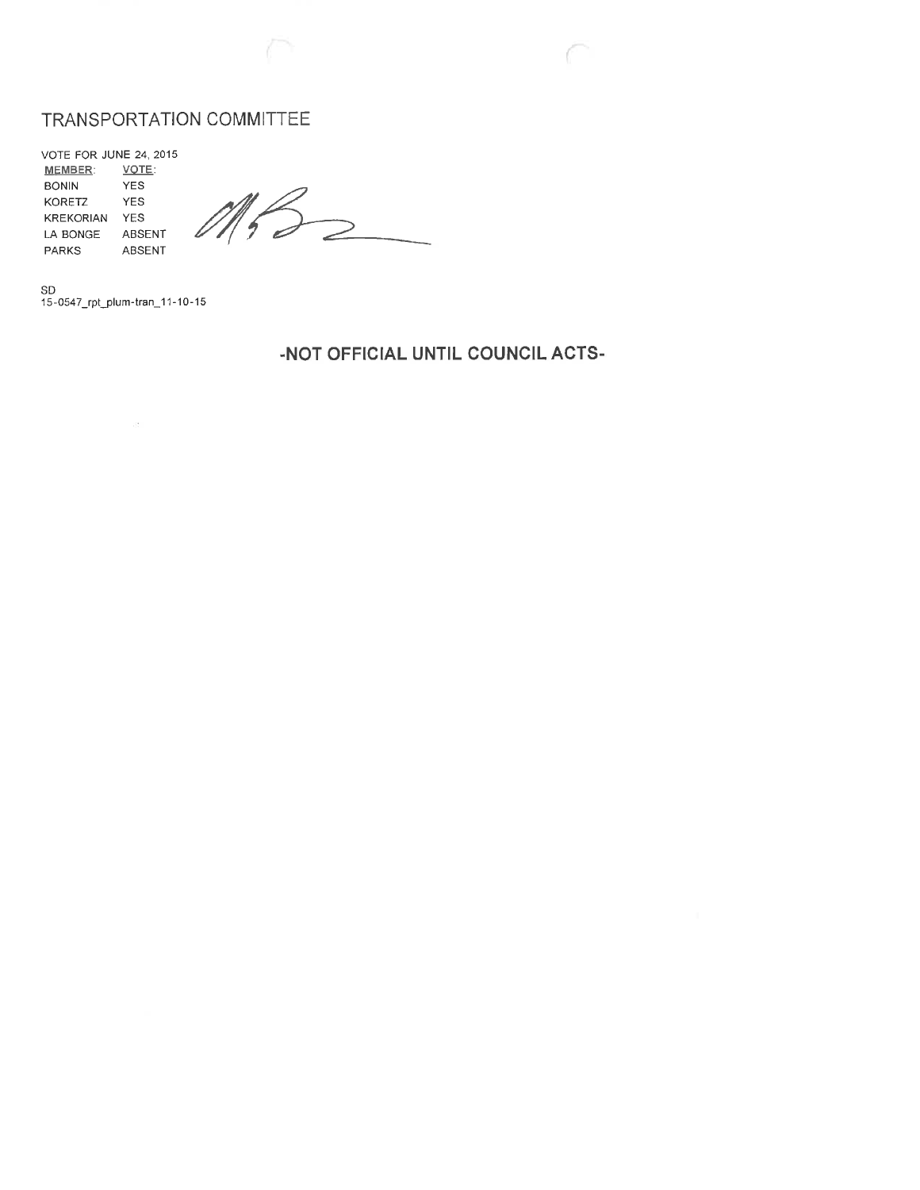## TRANSPORTATION COMMITTEE

VOTE FOR JUNE 24, 2015

| MEMBER: | VOTE: |
|---|---|
| BONIN | YES |
| KORETZ | YES |
| KREKORIAN | YES |
| LA BONGE | ABSENT |
| PARKS | ABSENT |

SD
15-0547_rpt_plum-tran_11-10-15

**-NOT OFFICIAL UNTIL COUNCIL ACTS-**